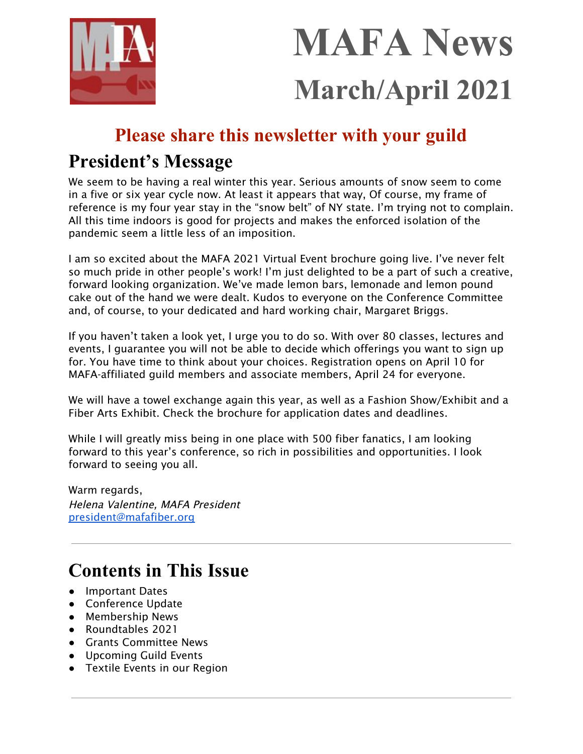# MAFA News

## March/April 2021

**Please share this newsletter with your guild**

## President's Message

We seem to be having a real winter this year. Serious amounts of snow seem to come in a five or six year cycle now. At least it appears that way, Of course, my frame of reference is my four year stay in the "snow belt" of NY state. I'm trying not to complain. All this time indoors is good for projects and makes the enforced isolation of the pandemic seem a little less of an imposition.

I am so excited about the MAFA 2021 Virtual Event brochure going live. I've never felt so much pride in other people's work! I'm just delighted to be a part of such a creative, forward looking organization. We've made lemon bars, lemonade and lemon pound cake out of the hand we were dealt. Kudos to everyone on the Conference Committee and, of course, to your dedicated and hard working chair, Margaret Briggs.

If you haven't taken a look yet, I urge you to do so. With over 80 classes, lectures and events, I guarantee you will not be able to decide which offerings you want to sign up for. You have time to think about your choices. Registration opens on April 10 for MAFA-affiliated guild members and associate members, April 24 for everyone.

We will have a towel exchange again this year, as well as a Fashion Show/Exhibit and a Fiber Arts Exhibit. Check the brochure for application dates and deadlines.

While I will greatly miss being in one place with 500 fiber fanatics, I am looking forward to this year's conference, so rich in possibilities and opportunities. I look forward to seeing you all.

Warm regards,
*Helena Valentine, MAFA President*
president@mafafiber.org

---

## Contents in This Issue

- Important Dates
- Conference Update
- Membership News
- Roundtables 2021
- Grants Committee News
- Upcoming Guild Events
- Textile Events in our Region

---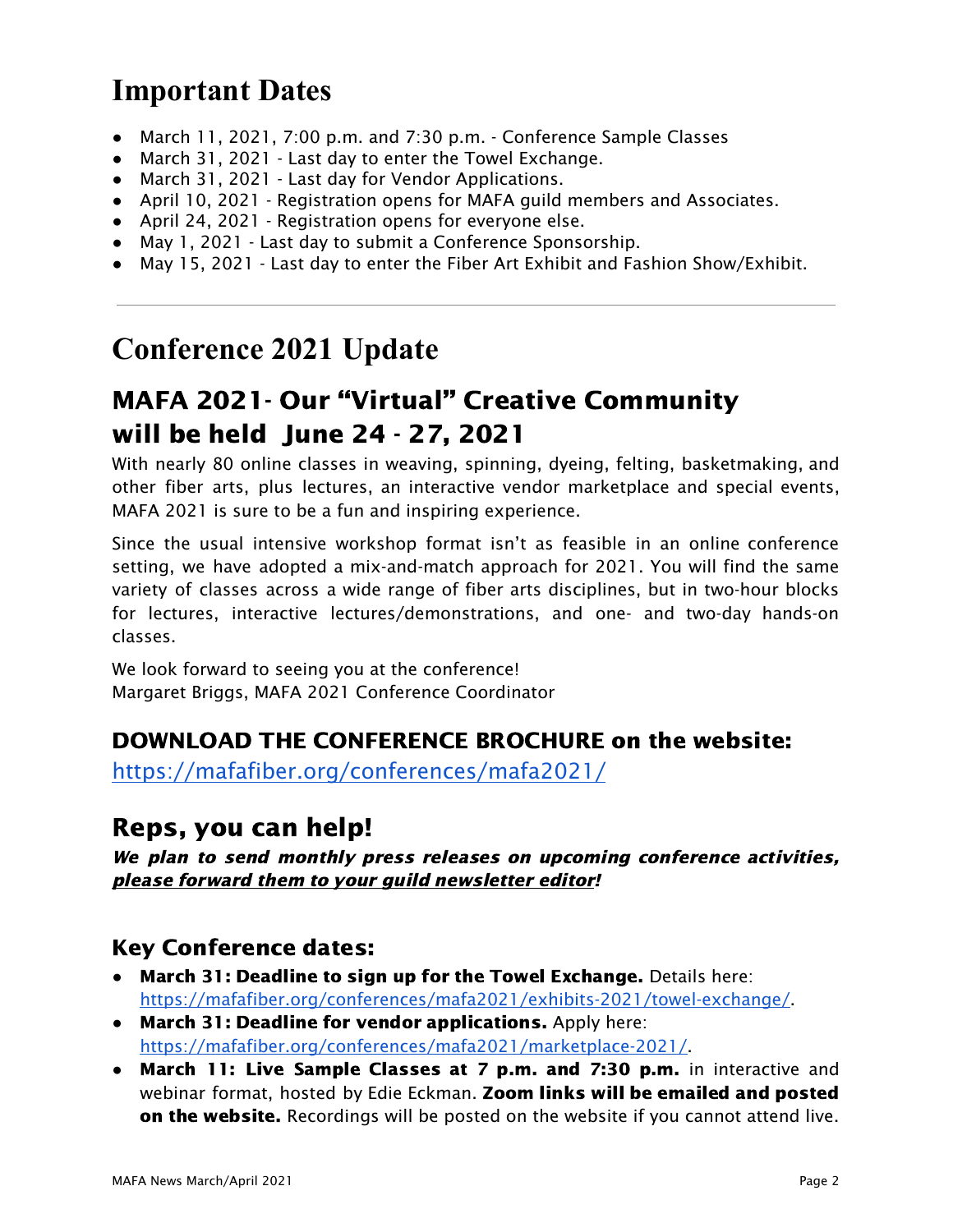# Important Dates

- March 11, 2021, 7:00 p.m. and 7:30 p.m. - Conference Sample Classes
- March 31, 2021 - Last day to enter the Towel Exchange.
- March 31, 2021 - Last day for Vendor Applications.
- April 10, 2021 - Registration opens for MAFA guild members and Associates.
- April 24, 2021 - Registration opens for everyone else.
- May 1, 2021 - Last day to submit a Conference Sponsorship.
- May 15, 2021 - Last day to enter the Fiber Art Exhibit and Fashion Show/Exhibit.

---

# Conference 2021 Update

## MAFA 2021- Our "Virtual" Creative Community will be held June 24 - 27, 2021

With nearly 80 online classes in weaving, spinning, dyeing, felting, basketmaking, and other fiber arts, plus lectures, an interactive vendor marketplace and special events, MAFA 2021 is sure to be a fun and inspiring experience.

Since the usual intensive workshop format isn't as feasible in an online conference setting, we have adopted a mix-and-match approach for 2021. You will find the same variety of classes across a wide range of fiber arts disciplines, but in two-hour blocks for lectures, interactive lectures/demonstrations, and one- and two-day hands-on classes.

We look forward to seeing you at the conference!
Margaret Briggs, MAFA 2021 Conference Coordinator

### DOWNLOAD THE CONFERENCE BROCHURE on the website:

https://mafafiber.org/conferences/mafa2021/

## Reps, you can help!

***We plan to send monthly press releases on upcoming conference activities, please forward them to your guild newsletter editor!***

### Key Conference dates:

- **March 31: Deadline to sign up for the Towel Exchange.** Details here: https://mafafiber.org/conferences/mafa2021/exhibits-2021/towel-exchange/.
- **March 31: Deadline for vendor applications.** Apply here: https://mafafiber.org/conferences/mafa2021/marketplace-2021/.
- **March 11: Live Sample Classes at 7 p.m. and 7:30 p.m.** in interactive and webinar format, hosted by Edie Eckman. **Zoom links will be emailed and posted on the website.** Recordings will be posted on the website if you cannot attend live.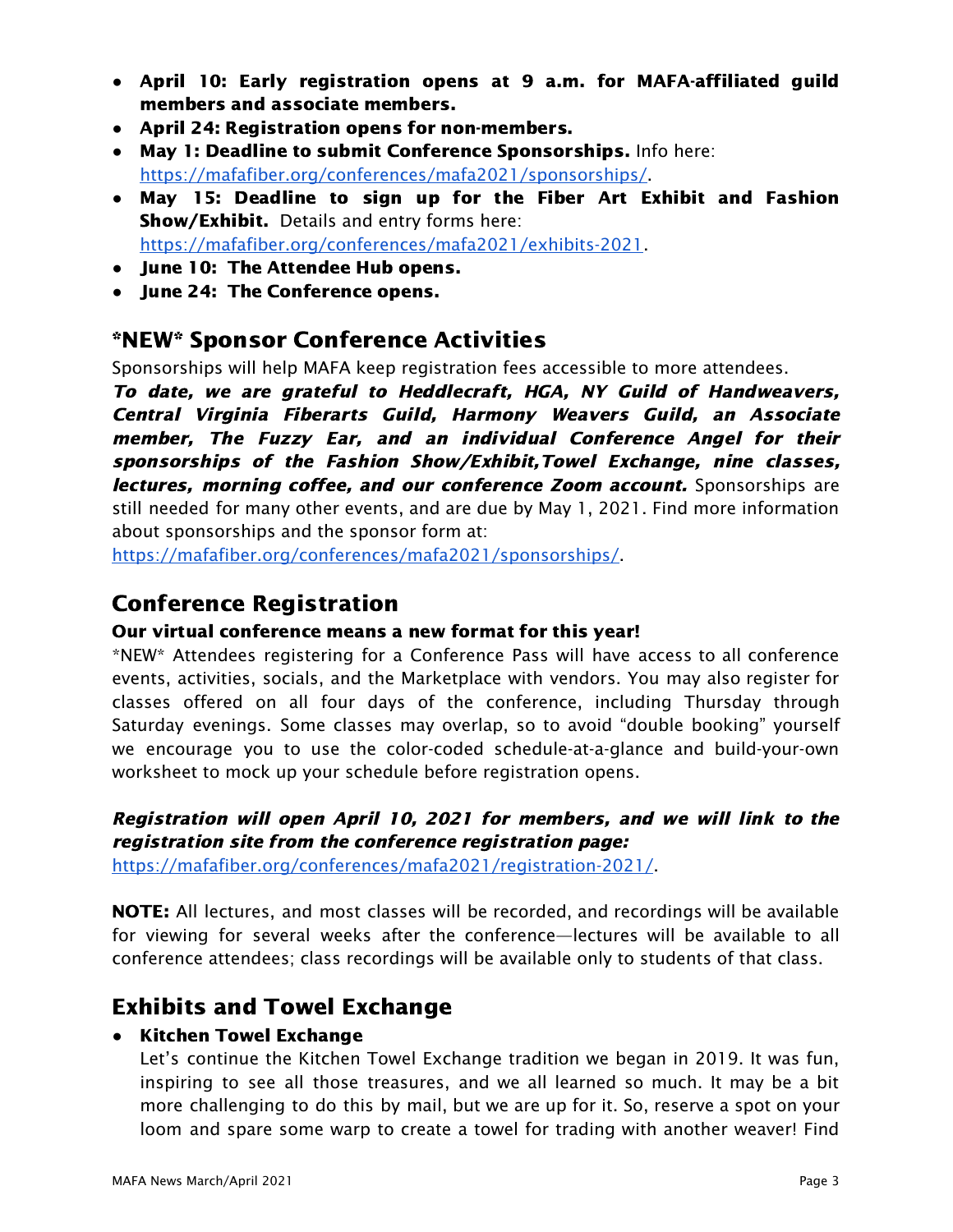- **April 10: Early registration opens at 9 a.m. for MAFA-affiliated guild members and associate members.**
- **April 24: Registration opens for non-members.**
- **May 1: Deadline to submit Conference Sponsorships.** Info here: https://mafafiber.org/conferences/mafa2021/sponsorships/.
- **May 15: Deadline to sign up for the Fiber Art Exhibit and Fashion Show/Exhibit.** Details and entry forms here: https://mafafiber.org/conferences/mafa2021/exhibits-2021.
- **June 10: The Attendee Hub opens.**
- **June 24: The Conference opens.**

## *NEW* Sponsor Conference Activities

Sponsorships will help MAFA keep registration fees accessible to more attendees. ***To date, we are grateful to Heddlecraft, HGA, NY Guild of Handweavers, Central Virginia Fiberarts Guild, Harmony Weavers Guild, an Associate member, The Fuzzy Ear, and an individual Conference Angel for their sponsorships of the Fashion Show/Exhibit,Towel Exchange, nine classes, lectures, morning coffee, and our conference Zoom account.*** Sponsorships are still needed for many other events, and are due by May 1, 2021. Find more information about sponsorships and the sponsor form at: https://mafafiber.org/conferences/mafa2021/sponsorships/.

## Conference Registration

**Our virtual conference means a new format for this year!**

*NEW* Attendees registering for a Conference Pass will have access to all conference events, activities, socials, and the Marketplace with vendors. You may also register for classes offered on all four days of the conference, including Thursday through Saturday evenings. Some classes may overlap, so to avoid "double booking" yourself we encourage you to use the color-coded schedule-at-a-glance and build-your-own worksheet to mock up your schedule before registration opens.

***Registration will open April 10, 2021 for members, and we will link to the registration site from the conference registration page:*** https://mafafiber.org/conferences/mafa2021/registration-2021/.

**NOTE:** All lectures, and most classes will be recorded, and recordings will be available for viewing for several weeks after the conference—lectures will be available to all conference attendees; class recordings will be available only to students of that class.

## Exhibits and Towel Exchange

- **Kitchen Towel Exchange**

  Let's continue the Kitchen Towel Exchange tradition we began in 2019. It was fun, inspiring to see all those treasures, and we all learned so much. It may be a bit more challenging to do this by mail, but we are up for it. So, reserve a spot on your loom and spare some warp to create a towel for trading with another weaver! Find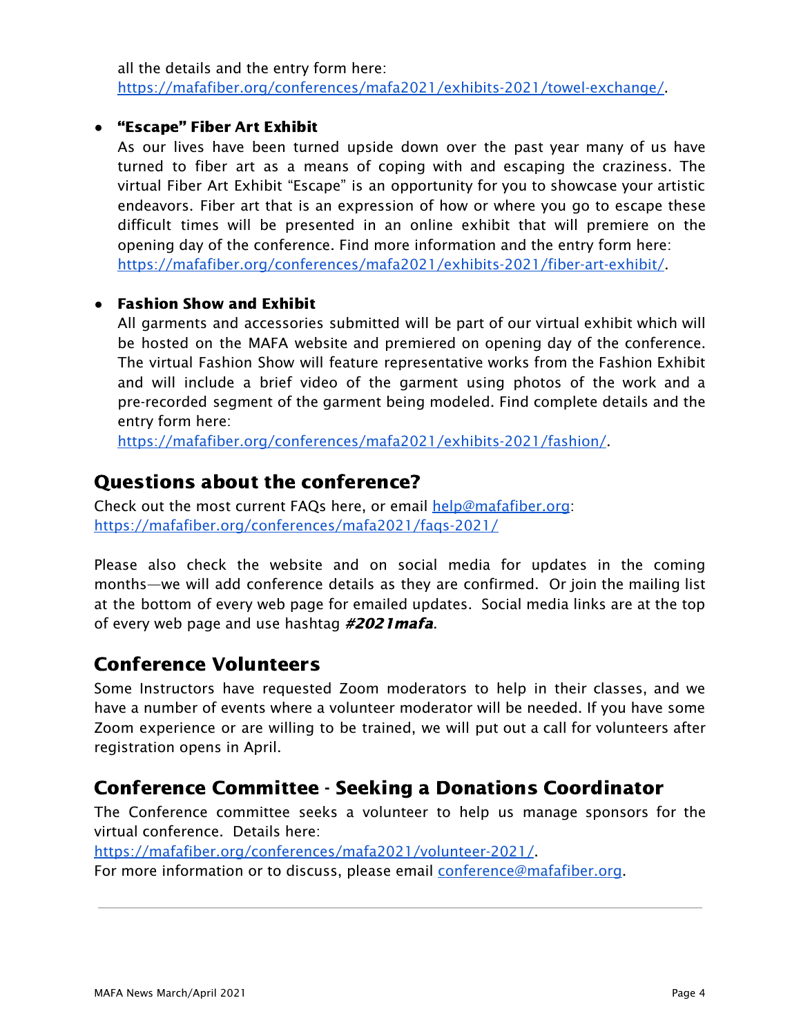all the details and the entry form here: [https://mafafiber.org/conferences/mafa2021/exhibits-2021/towel-exchange/](https://mafafiber.org/conferences/mafa2021/exhibits-2021/towel-exchange/).

- **"Escape" Fiber Art Exhibit**
  As our lives have been turned upside down over the past year many of us have turned to fiber art as a means of coping with and escaping the craziness. The virtual Fiber Art Exhibit "Escape" is an opportunity for you to showcase your artistic endeavors. Fiber art that is an expression of how or where you go to escape these difficult times will be presented in an online exhibit that will premiere on the opening day of the conference. Find more information and the entry form here: [https://mafafiber.org/conferences/mafa2021/exhibits-2021/fiber-art-exhibit/](https://mafafiber.org/conferences/mafa2021/exhibits-2021/fiber-art-exhibit/).

- **Fashion Show and Exhibit**
  All garments and accessories submitted will be part of our virtual exhibit which will be hosted on the MAFA website and premiered on opening day of the conference. The virtual Fashion Show will feature representative works from the Fashion Exhibit and will include a brief video of the garment using photos of the work and a pre-recorded segment of the garment being modeled. Find complete details and the entry form here:
  [https://mafafiber.org/conferences/mafa2021/exhibits-2021/fashion/](https://mafafiber.org/conferences/mafa2021/exhibits-2021/fashion/).

## Questions about the conference?

Check out the most current FAQs here, or email [help@mafafiber.org](mailto:help@mafafiber.org):
[https://mafafiber.org/conferences/mafa2021/faqs-2021/](https://mafafiber.org/conferences/mafa2021/faqs-2021/)

Please also check the website and on social media for updates in the coming months—we will add conference details as they are confirmed. Or join the mailing list at the bottom of every web page for emailed updates. Social media links are at the top of every web page and use hashtag ***#2021mafa***.

## Conference Volunteers

Some Instructors have requested Zoom moderators to help in their classes, and we have a number of events where a volunteer moderator will be needed. If you have some Zoom experience or are willing to be trained, we will put out a call for volunteers after registration opens in April.

## Conference Committee - Seeking a Donations Coordinator

The Conference committee seeks a volunteer to help us manage sponsors for the virtual conference. Details here:
[https://mafafiber.org/conferences/mafa2021/volunteer-2021/](https://mafafiber.org/conferences/mafa2021/volunteer-2021/).
For more information or to discuss, please email [conference@mafafiber.org](mailto:conference@mafafiber.org).

---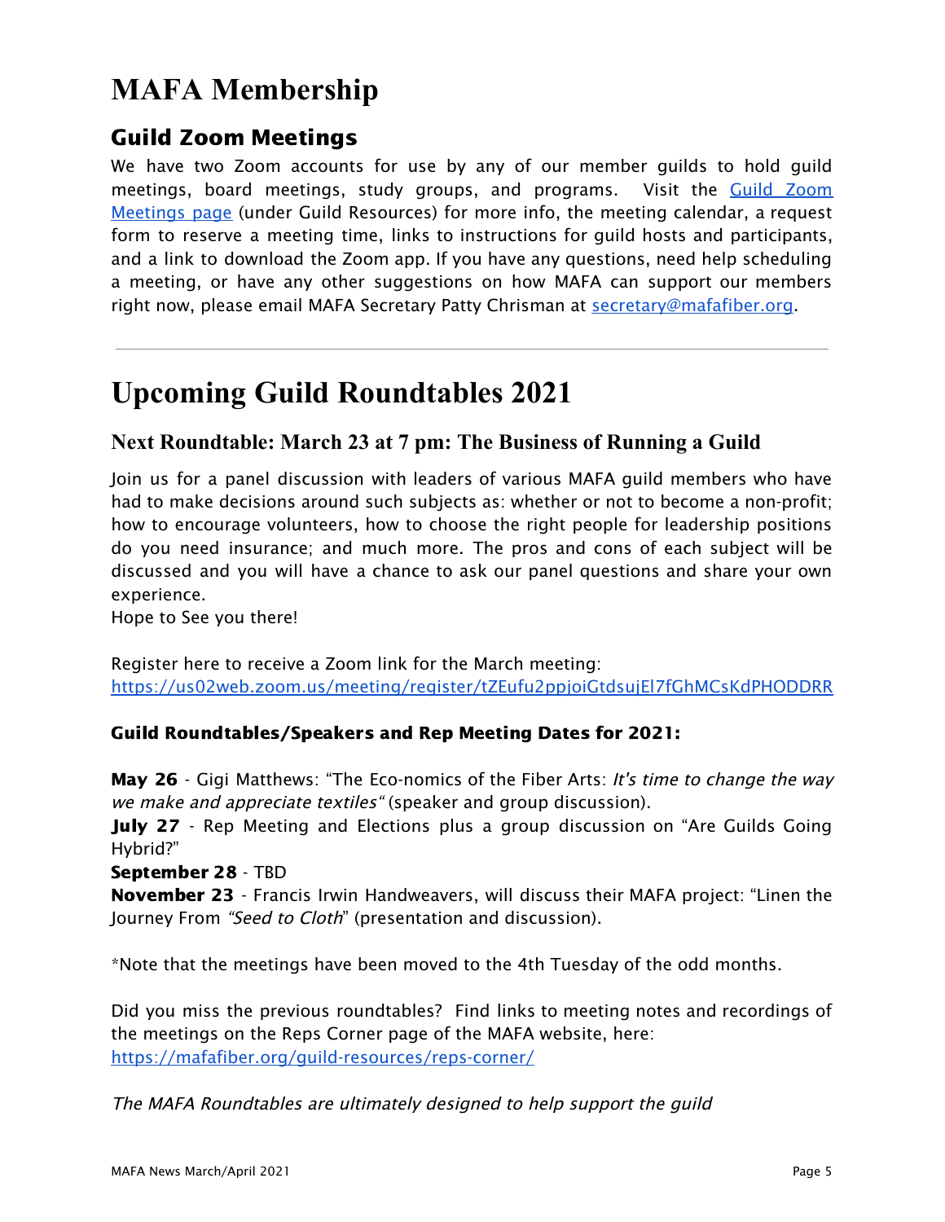# MAFA Membership

## Guild Zoom Meetings

We have two Zoom accounts for use by any of our member guilds to hold guild meetings, board meetings, study groups, and programs. Visit the Guild Zoom Meetings page (under Guild Resources) for more info, the meeting calendar, a request form to reserve a meeting time, links to instructions for guild hosts and participants, and a link to download the Zoom app. If you have any questions, need help scheduling a meeting, or have any other suggestions on how MAFA can support our members right now, please email MAFA Secretary Patty Chrisman at secretary@mafafiber.org.

---

# Upcoming Guild Roundtables 2021

### Next Roundtable: March 23 at 7 pm: The Business of Running a Guild

Join us for a panel discussion with leaders of various MAFA guild members who have had to make decisions around such subjects as: whether or not to become a non-profit; how to encourage volunteers, how to choose the right people for leadership positions do you need insurance; and much more. The pros and cons of each subject will be discussed and you will have a chance to ask our panel questions and share your own experience.
Hope to See you there!

Register here to receive a Zoom link for the March meeting:
https://us02web.zoom.us/meeting/register/tZEufu2ppjoiGtdsujEl7fGhMCsKdPHODDRR

#### Guild Roundtables/Speakers and Rep Meeting Dates for 2021:

**May 26** - Gigi Matthews: "The Eco-nomics of the Fiber Arts: *It's time to change the way we make and appreciate textiles"* (speaker and group discussion).
**July 27** - Rep Meeting and Elections plus a group discussion on "Are Guilds Going Hybrid?"
**September 28** - TBD
**November 23** - Francis Irwin Handweavers, will discuss their MAFA project: "Linen the Journey From *"Seed to Cloth*" (presentation and discussion).

*Note that the meetings have been moved to the 4th Tuesday of the odd months.

Did you miss the previous roundtables? Find links to meeting notes and recordings of the meetings on the Reps Corner page of the MAFA website, here:
https://mafafiber.org/guild-resources/reps-corner/

*The MAFA Roundtables are ultimately designed to help support the guild*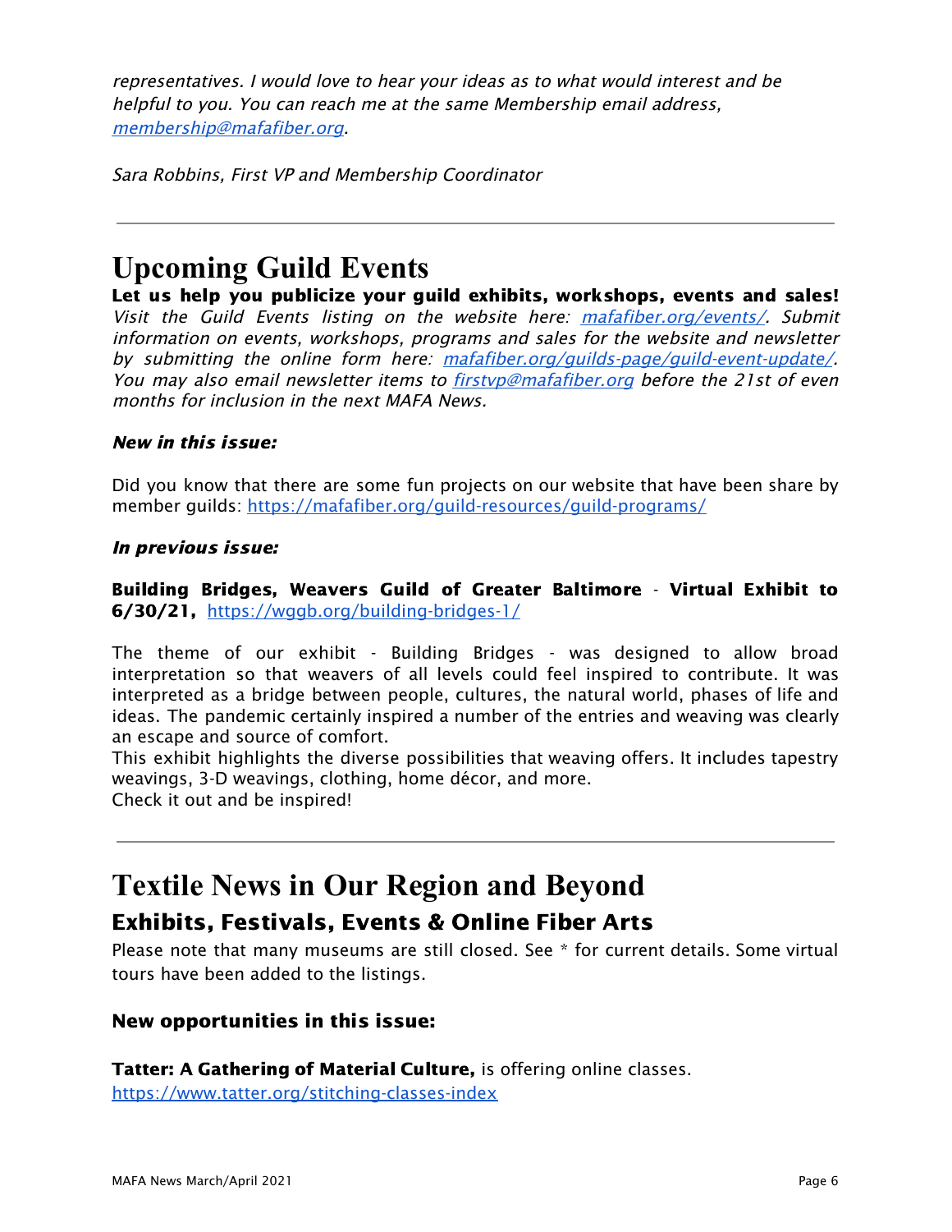*representatives. I would love to hear your ideas as to what would interest and be helpful to you. You can reach me at the same Membership email address, [membership@mafafiber.org](mailto:membership@mafafiber.org).*

*Sara Robbins, First VP and Membership Coordinator*

---

# Upcoming Guild Events

**Let us help you publicize your guild exhibits, workshops, events and sales!** *Visit the Guild Events listing on the website here: [mafafiber.org/events/](https://mafafiber.org/events/). Submit information on events, workshops, programs and sales for the website and newsletter by submitting the online form here: [mafafiber.org/guilds-page/guild-event-update/](https://mafafiber.org/guilds-page/guild-event-update/). You may also email newsletter items to [firstvp@mafafiber.org](mailto:firstvp@mafafiber.org) before the 21st of even months for inclusion in the next MAFA News.*

***New in this issue:***

Did you know that there are some fun projects on our website that have been share by member guilds: https://mafafiber.org/guild-resources/guild-programs/

***In previous issue:***

**Building Bridges, Weavers Guild of Greater Baltimore** - **Virtual Exhibit to 6/30/21,** https://wggb.org/building-bridges-1/

The theme of our exhibit - Building Bridges - was designed to allow broad interpretation so that weavers of all levels could feel inspired to contribute. It was interpreted as a bridge between people, cultures, the natural world, phases of life and ideas. The pandemic certainly inspired a number of the entries and weaving was clearly an escape and source of comfort.
This exhibit highlights the diverse possibilities that weaving offers. It includes tapestry weavings, 3-D weavings, clothing, home décor, and more.
Check it out and be inspired!

---

# Textile News in Our Region and Beyond

## Exhibits, Festivals, Events & Online Fiber Arts

Please note that many museums are still closed. See * for current details. Some virtual tours have been added to the listings.

### New opportunities in this issue:

**Tatter: A Gathering of Material Culture,** is offering online classes.
https://www.tatter.org/stitching-classes-index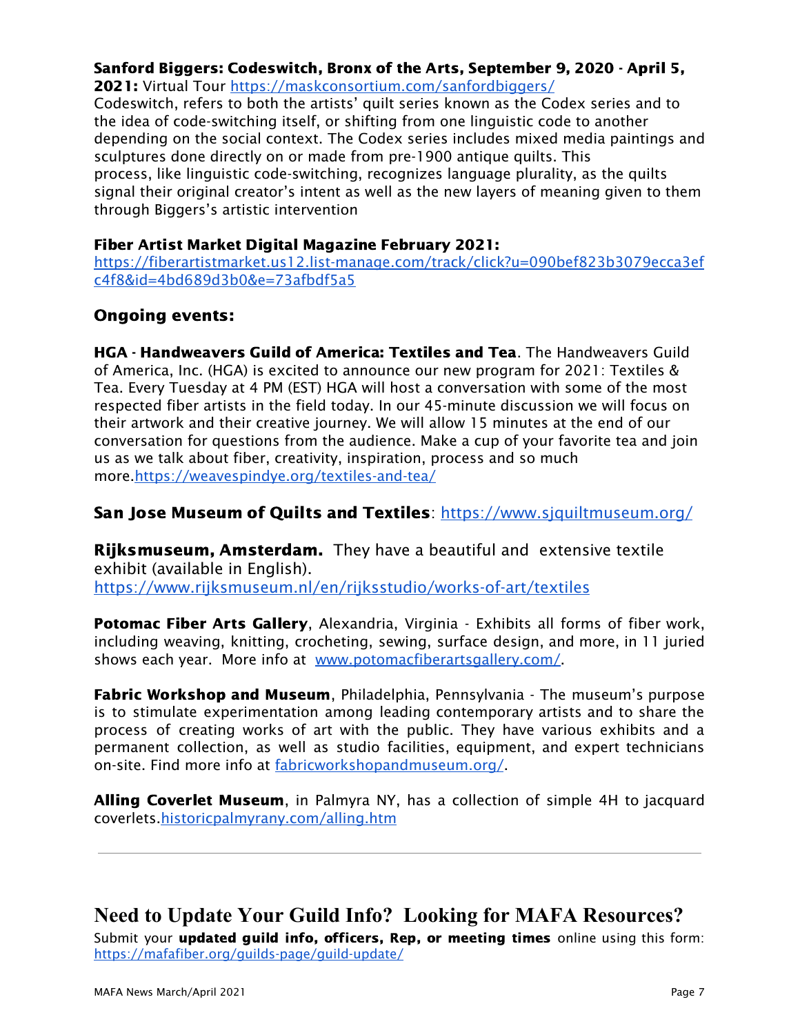**Sanford Biggers: Codeswitch, Bronx of the Arts, September 9, 2020 - April 5, 2021:** Virtual Tour https://maskconsortium.com/sanfordbiggers/
Codeswitch, refers to both the artists' quilt series known as the Codex series and to the idea of code-switching itself, or shifting from one linguistic code to another depending on the social context. The Codex series includes mixed media paintings and sculptures done directly on or made from pre-1900 antique quilts. This process, like linguistic code-switching, recognizes language plurality, as the quilts signal their original creator's intent as well as the new layers of meaning given to them through Biggers's artistic intervention

**Fiber Artist Market Digital Magazine February 2021:**
https://fiberartistmarket.us12.list-manage.com/track/click?u=090bef823b3079ecca3efc4f8&id=4bd689d3b0&e=73afbdf5a5

### Ongoing events:

**HGA - Handweavers Guild of America: Textiles and Tea**. The Handweavers Guild of America, Inc. (HGA) is excited to announce our new program for 2021: Textiles & Tea. Every Tuesday at 4 PM (EST) HGA will host a conversation with some of the most respected fiber artists in the field today. In our 45-minute discussion we will focus on their artwork and their creative journey. We will allow 15 minutes at the end of our conversation for questions from the audience. Make a cup of your favorite tea and join us as we talk about fiber, creativity, inspiration, process and so much more.https://weavespindye.org/textiles-and-tea/

**San Jose Museum of Quilts and Textiles**: https://www.sjquiltmuseum.org/

**Rijksmuseum, Amsterdam.** They have a beautiful and extensive textile exhibit (available in English).
https://www.rijksmuseum.nl/en/rijksstudio/works-of-art/textiles

**Potomac Fiber Arts Gallery**, Alexandria, Virginia - Exhibits all forms of fiber work, including weaving, knitting, crocheting, sewing, surface design, and more, in 11 juried shows each year. More info at www.potomacfiberartsgallery.com/.

**Fabric Workshop and Museum**, Philadelphia, Pennsylvania - The museum's purpose is to stimulate experimentation among leading contemporary artists and to share the process of creating works of art with the public. They have various exhibits and a permanent collection, as well as studio facilities, equipment, and expert technicians on-site. Find more info at fabricworkshopandmuseum.org/.

**Alling Coverlet Museum**, in Palmyra NY, has a collection of simple 4H to jacquard coverlets.historicpalmyrany.com/alling.htm

---

## Need to Update Your Guild Info? Looking for MAFA Resources?

Submit your **updated guild info, officers, Rep, or meeting times** online using this form: https://mafafiber.org/guilds-page/guild-update/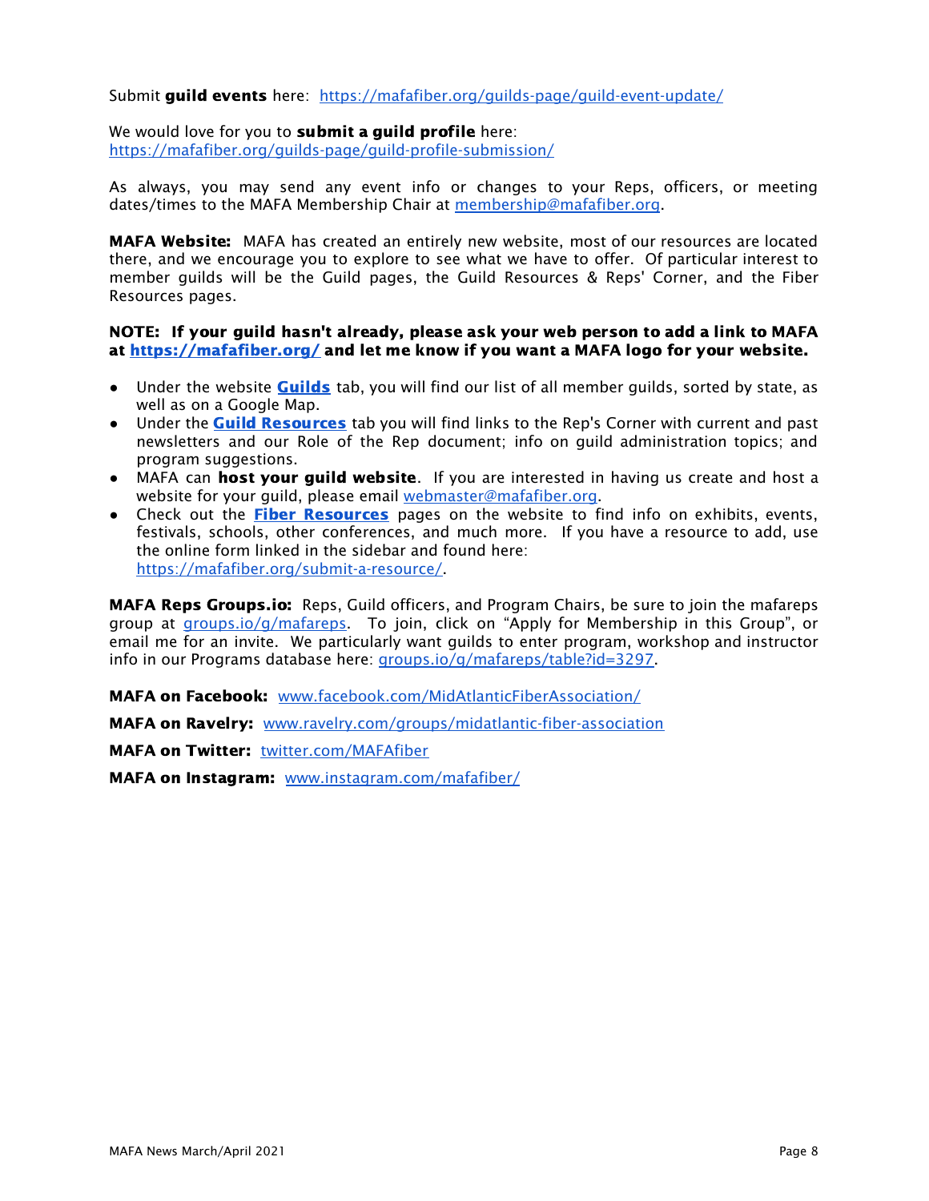Submit **guild events** here: https://mafafiber.org/guilds-page/guild-event-update/

We would love for you to **submit a guild profile** here:
https://mafafiber.org/guilds-page/guild-profile-submission/

As always, you may send any event info or changes to your Reps, officers, or meeting dates/times to the MAFA Membership Chair at membership@mafafiber.org.

**MAFA Website:** MAFA has created an entirely new website, most of our resources are located there, and we encourage you to explore to see what we have to offer. Of particular interest to member guilds will be the Guild pages, the Guild Resources & Reps' Corner, and the Fiber Resources pages.

**NOTE: If your guild hasn't already, please ask your web person to add a link to MAFA at https://mafafiber.org/ and let me know if you want a MAFA logo for your website.**

- Under the website **Guilds** tab, you will find our list of all member guilds, sorted by state, as well as on a Google Map.
- Under the **Guild Resources** tab you will find links to the Rep's Corner with current and past newsletters and our Role of the Rep document; info on guild administration topics; and program suggestions.
- MAFA can **host your guild website**. If you are interested in having us create and host a website for your guild, please email webmaster@mafafiber.org.
- Check out the **Fiber Resources** pages on the website to find info on exhibits, events, festivals, schools, other conferences, and much more. If you have a resource to add, use the online form linked in the sidebar and found here: https://mafafiber.org/submit-a-resource/.

**MAFA Reps Groups.io:** Reps, Guild officers, and Program Chairs, be sure to join the mafareps group at groups.io/g/mafareps. To join, click on “Apply for Membership in this Group”, or email me for an invite. We particularly want guilds to enter program, workshop and instructor info in our Programs database here: groups.io/g/mafareps/table?id=3297.

**MAFA on Facebook:** www.facebook.com/MidAtlanticFiberAssociation/

**MAFA on Ravelry:** www.ravelry.com/groups/midatlantic-fiber-association

**MAFA on Twitter:** twitter.com/MAFAfiber

**MAFA on Instagram:** www.instagram.com/mafafiber/